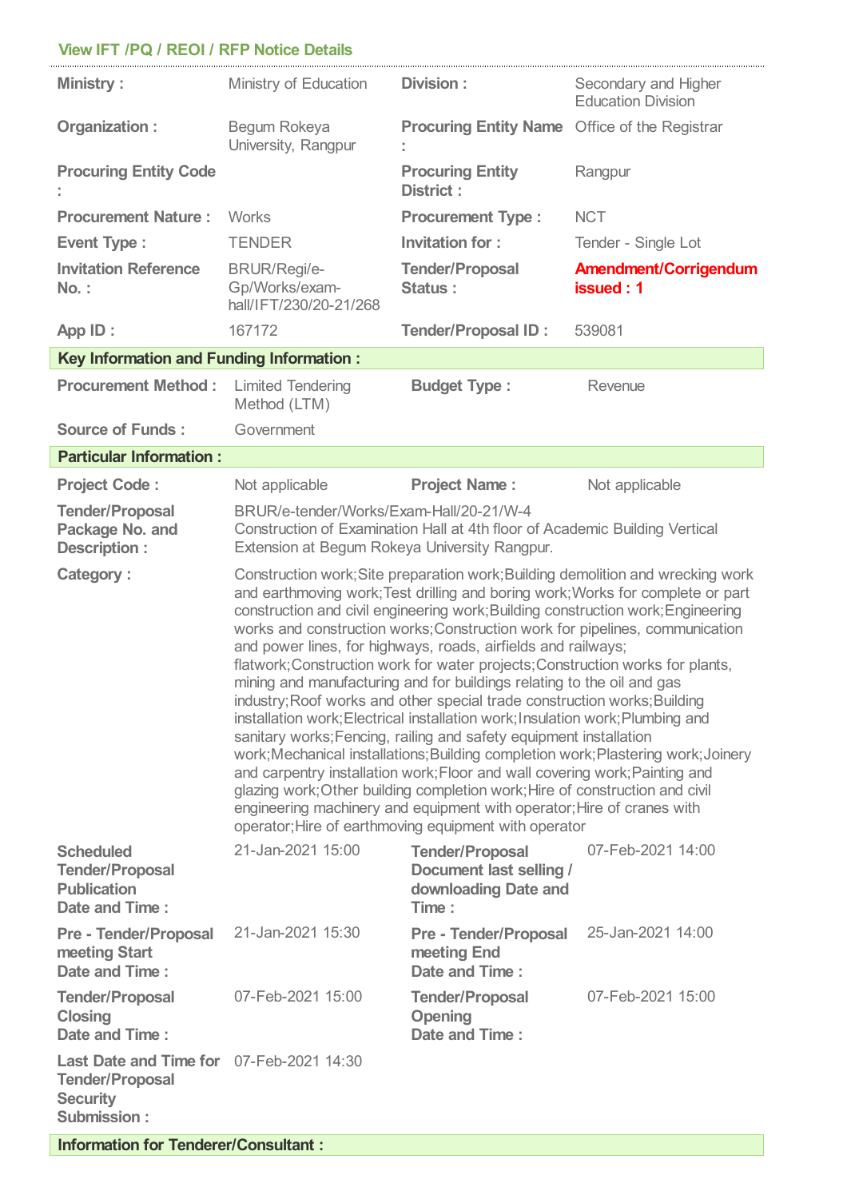## View IFT /PQ / REOI / RFP Notice Details

| | | | |
|---|---|---|---|
| **Ministry :** | Ministry of Education | **Division :** | Secondary and Higher Education Division |
| **Organization :** | Begum Rokeya University, Rangpur | **Procuring Entity Name :** | Office of the Registrar |
| **Procuring Entity Code :** | | **Procuring Entity District :** | Rangpur |
| **Procurement Nature :** | Works | **Procurement Type :** | NCT |
| **Event Type :** | TENDER | **Invitation for :** | Tender - Single Lot |
| **Invitation Reference No. :** | BRUR/Regi/e-Gp/Works/exam-hall/IFT/230/20-21/268 | **Tender/Proposal Status :** | **Amendment/Corrigendum issued : 1** |
| **App ID :** | 167172 | **Tender/Proposal ID :** | 539081 |

**Key Information and Funding Information :**

| | | | |
|---|---|---|---|
| **Procurement Method :** | Limited Tendering Method (LTM) | **Budget Type :** | Revenue |
| **Source of Funds :** | Government | | |

**Particular Information :**

| | | | |
|---|---|---|---|
| **Project Code :** | Not applicable | **Project Name :** | Not applicable |
| **Tender/Proposal Package No. and Description :** | BRUR/e-tender/Works/Exam-Hall/20-21/W-4<br>Construction of Examination Hall at 4th floor of Academic Building Vertical Extension at Begum Rokeya University Rangpur. | | |
| **Category :** | Construction work;Site preparation work;Building demolition and wrecking work and earthmoving work;Test drilling and boring work;Works for complete or part construction and civil engineering work;Building construction work;Engineering works and construction works;Construction work for pipelines, communication and power lines, for highways, roads, airfields and railways; flatwork;Construction work for water projects;Construction works for plants, mining and manufacturing and for buildings relating to the oil and gas industry;Roof works and other special trade construction works;Building installation work;Electrical installation work;Insulation work;Plumbing and sanitary works;Fencing, railing and safety equipment installation work;Mechanical installations;Building completion work;Plastering work;Joinery and carpentry installation work;Floor and wall covering work;Painting and glazing work;Other building completion work;Hire of construction and civil engineering machinery and equipment with operator;Hire of cranes with operator;Hire of earthmoving equipment with operator | | |
| **Scheduled Tender/Proposal Publication Date and Time :** | 21-Jan-2021 15:00 | **Tender/Proposal Document last selling / downloading Date and Time :** | 07-Feb-2021 14:00 |
| **Pre - Tender/Proposal meeting Start Date and Time :** | 21-Jan-2021 15:30 | **Pre - Tender/Proposal meeting End Date and Time :** | 25-Jan-2021 14:00 |
| **Tender/Proposal Closing Date and Time :** | 07-Feb-2021 15:00 | **Tender/Proposal Opening Date and Time :** | 07-Feb-2021 15:00 |
| **Last Date and Time for Tender/Proposal Security Submission :** | 07-Feb-2021 14:30 | | |

**Information for Tenderer/Consultant :**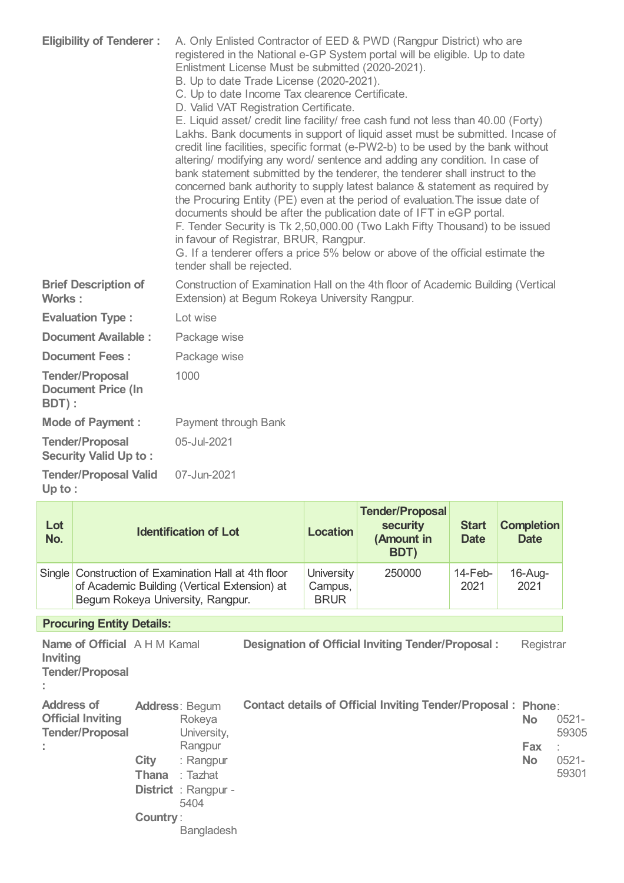| | |
|---|---|
| **Eligibility of Tenderer :** | A. Only Enlisted Contractor of EED & PWD (Rangpur District) who are registered in the National e-GP System portal will be eligible. Up to date Enlistment License Must be submitted (2020-2021).<br>B. Up to date Trade License (2020-2021).<br>C. Up to date Income Tax clearence Certificate.<br>D. Valid VAT Registration Certificate.<br>E. Liquid asset/ credit line facility/ free cash fund not less than 40.00 (Forty) Lakhs. Bank documents in support of liquid asset must be submitted. Incase of credit line facilities, specific format (e-PW2-b) to be used by the bank without altering/ modifying any word/ sentence and adding any condition. In case of bank statement submitted by the tenderer, the tenderer shall instruct to the concerned bank authority to supply latest balance & statement as required by the Procuring Entity (PE) even at the period of evaluation.The issue date of documents should be after the publication date of IFT in eGP portal.<br>F. Tender Security is Tk 2,50,000.00 (Two Lakh Fifty Thousand) to be issued in favour of Registrar, BRUR, Rangpur.<br>G. If a tenderer offers a price 5% below or above of the official estimate the tender shall be rejected. |
| **Brief Description of Works :** | Construction of Examination Hall on the 4th floor of Academic Building (Vertical Extension) at Begum Rokeya University Rangpur. |
| **Evaluation Type :** | Lot wise |
| **Document Available :** | Package wise |
| **Document Fees :** | Package wise |
| **Tender/Proposal Document Price (In BDT) :** | 1000 |
| **Mode of Payment :** | Payment through Bank |
| **Tender/Proposal Security Valid Up to :** | 05-Jul-2021 |
| **Tender/Proposal Valid Up to :** | 07-Jun-2021 |

| Lot No. | Identification of Lot | Location | Tender/Proposal security (Amount in BDT) | Start Date | Completion Date |
|---|---|---|---|---|---|
| Single | Construction of Examination Hall at 4th floor of Academic Building (Vertical Extension) at Begum Rokeya University, Rangpur. | University Campus, BRUR | 250000 | 14-Feb-2021 | 16-Aug-2021 |

## Procuring Entity Details:

| | | | |
|---|---|---|---|
| **Name of Official Inviting Tender/Proposal :** | A H M Kamal | **Designation of Official Inviting Tender/Proposal :** | Registrar |
| **Address of Official Inviting Tender/Proposal :** | **Address**: Begum Rokeya University, Rangpur<br>**City** : Rangpur<br>**Thana** : Tazhat<br>**District** : Rangpur - 5404<br>**Country** : Bangladesh | **Contact details of Official Inviting Tender/Proposal :** | **Phone No**: 0521-59305<br>**Fax No** : 0521-59301 |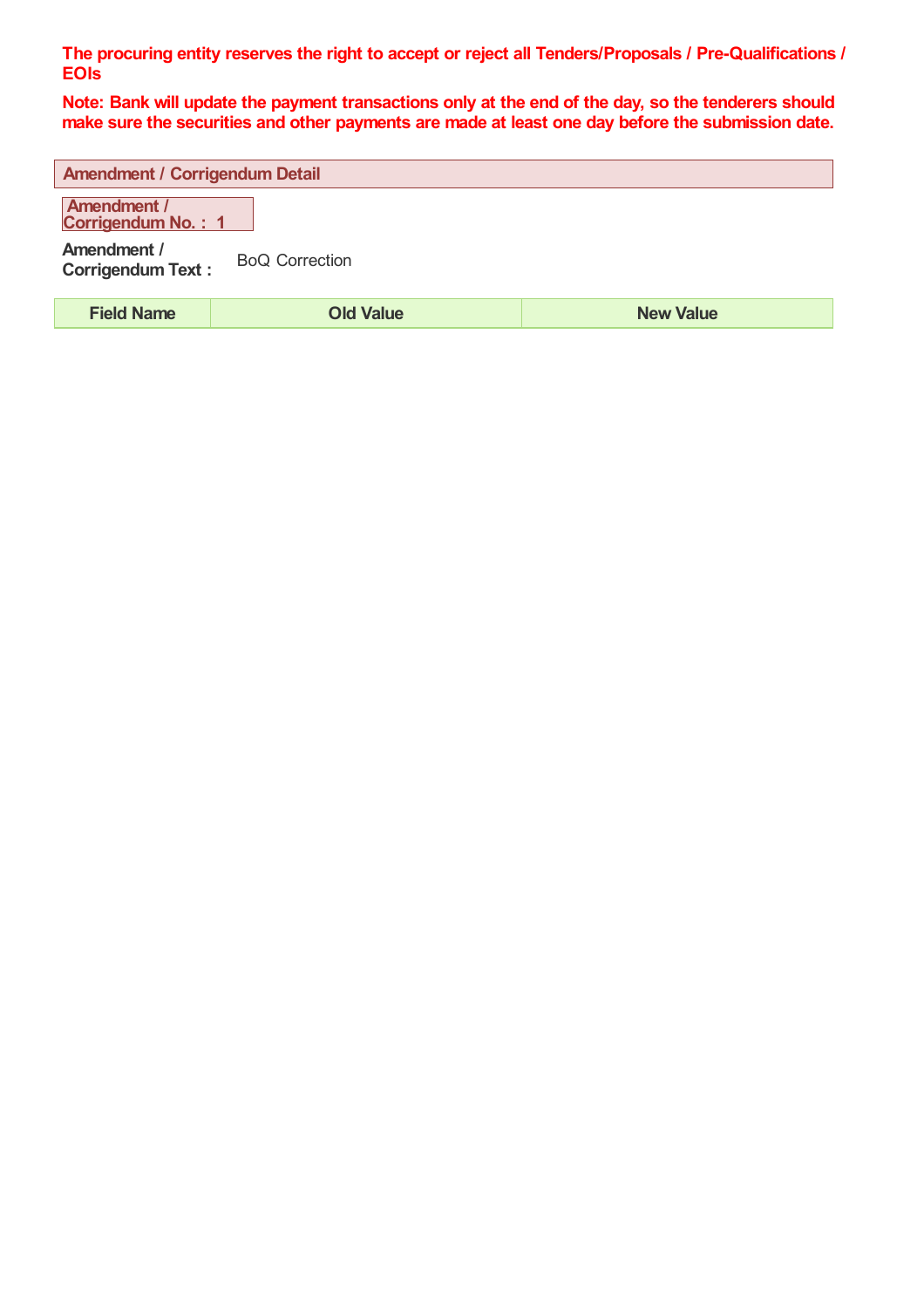**The procuring entity reserves the right to accept or reject all Tenders/Proposals / Pre-Qualifications / EOIs**

**Note: Bank will update the payment transactions only at the end of the day, so the tenderers should make sure the securities and other payments are made at least one day before the submission date.**

## Amendment / Corrigendum Detail

**Amendment / Corrigendum No. : 1**

**Amendment / Corrigendum Text :** BoQ Correction

| Field Name | Old Value | New Value |
|---|---|---|